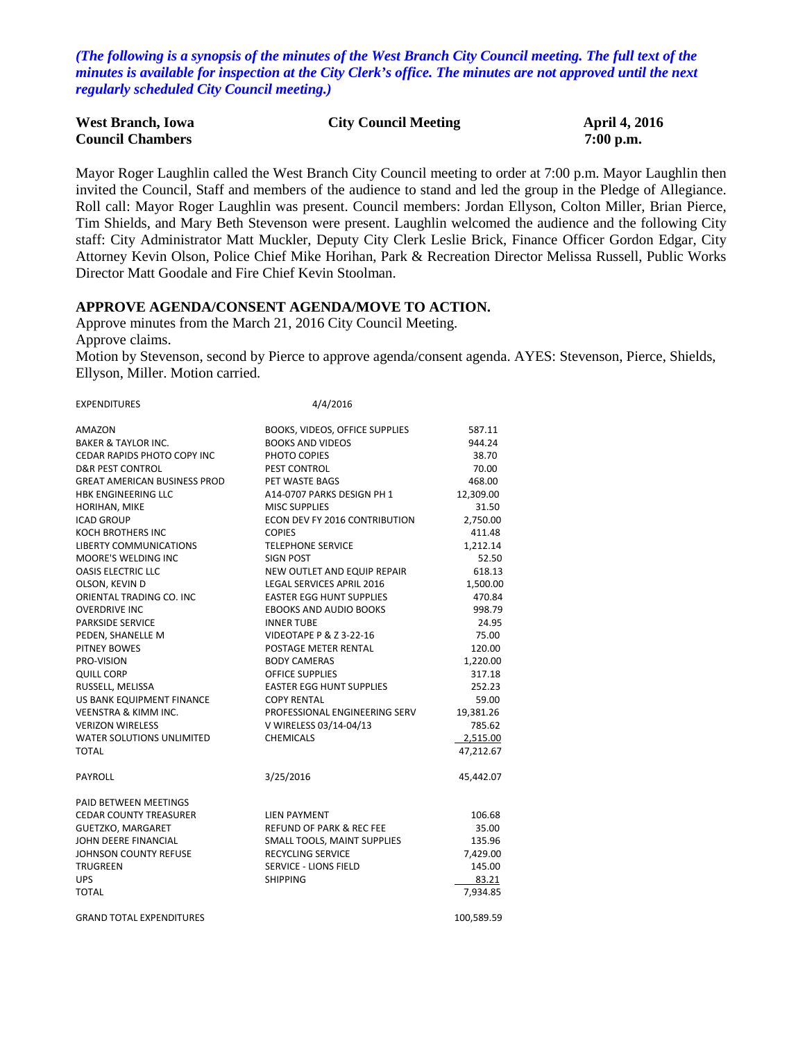*(The following is a synopsis of the minutes of the West Branch City Council meeting. The full text of the minutes is available for inspection at the City Clerk's office. The minutes are not approved until the next regularly scheduled City Council meeting.)*

**West Branch, Iowa** **City Council Meeting** **April 4, 2016**
**Council Chambers** **7:00 p.m.**

Mayor Roger Laughlin called the West Branch City Council meeting to order at 7:00 p.m. Mayor Laughlin then invited the Council, Staff and members of the audience to stand and led the group in the Pledge of Allegiance. Roll call: Mayor Roger Laughlin was present. Council members: Jordan Ellyson, Colton Miller, Brian Pierce, Tim Shields, and Mary Beth Stevenson were present. Laughlin welcomed the audience and the following City staff: City Administrator Matt Muckler, Deputy City Clerk Leslie Brick, Finance Officer Gordon Edgar, City Attorney Kevin Olson, Police Chief Mike Horihan, Park & Recreation Director Melissa Russell, Public Works Director Matt Goodale and Fire Chief Kevin Stoolman.

## APPROVE AGENDA/CONSENT AGENDA/MOVE TO ACTION.

Approve minutes from the March 21, 2016 City Council Meeting.
Approve claims.
Motion by Stevenson, second by Pierce to approve agenda/consent agenda. AYES: Stevenson, Pierce, Shields, Ellyson, Miller. Motion carried.

| EXPENDITURES | 4/4/2016 | |
|---|---|---|
| AMAZON | BOOKS, VIDEOS, OFFICE SUPPLIES | 587.11 |
| BAKER & TAYLOR INC. | BOOKS AND VIDEOS | 944.24 |
| CEDAR RAPIDS PHOTO COPY INC | PHOTO COPIES | 38.70 |
| D&R PEST CONTROL | PEST CONTROL | 70.00 |
| GREAT AMERICAN BUSINESS PROD | PET WASTE BAGS | 468.00 |
| HBK ENGINEERING LLC | A14-0707 PARKS DESIGN PH 1 | 12,309.00 |
| HORIHAN, MIKE | MISC SUPPLIES | 31.50 |
| ICAD GROUP | ECON DEV FY 2016 CONTRIBUTION | 2,750.00 |
| KOCH BROTHERS INC | COPIES | 411.48 |
| LIBERTY COMMUNICATIONS | TELEPHONE SERVICE | 1,212.14 |
| MOORE'S WELDING INC | SIGN POST | 52.50 |
| OASIS ELECTRIC LLC | NEW OUTLET AND EQUIP REPAIR | 618.13 |
| OLSON, KEVIN D | LEGAL SERVICES APRIL 2016 | 1,500.00 |
| ORIENTAL TRADING CO. INC | EASTER EGG HUNT SUPPLIES | 470.84 |
| OVERDRIVE INC | EBOOKS AND AUDIO BOOKS | 998.79 |
| PARKSIDE SERVICE | INNER TUBE | 24.95 |
| PEDEN, SHANELLE M | VIDEOTAPE P & Z 3-22-16 | 75.00 |
| PITNEY BOWES | POSTAGE METER RENTAL | 120.00 |
| PRO-VISION | BODY CAMERAS | 1,220.00 |
| QUILL CORP | OFFICE SUPPLIES | 317.18 |
| RUSSELL, MELISSA | EASTER EGG HUNT SUPPLIES | 252.23 |
| US BANK EQUIPMENT FINANCE | COPY RENTAL | 59.00 |
| VEENSTRA & KIMM INC. | PROFESSIONAL ENGINEERING SERV | 19,381.26 |
| VERIZON WIRELESS | V WIRELESS 03/14-04/13 | 785.62 |
| WATER SOLUTIONS UNLIMITED | CHEMICALS | 2,515.00 |
| TOTAL | | 47,212.67 |
| | | |
| PAYROLL | 3/25/2016 | 45,442.07 |
| | | |
| PAID BETWEEN MEETINGS | | |
| CEDAR COUNTY TREASURER | LIEN PAYMENT | 106.68 |
| GUETZKO, MARGARET | REFUND OF PARK & REC FEE | 35.00 |
| JOHN DEERE FINANCIAL | SMALL TOOLS, MAINT SUPPLIES | 135.96 |
| JOHNSON COUNTY REFUSE | RECYCLING SERVICE | 7,429.00 |
| TRUGREEN | SERVICE - LIONS FIELD | 145.00 |
| UPS | SHIPPING | 83.21 |
| TOTAL | | 7,934.85 |
| | | |
| GRAND TOTAL EXPENDITURES | | 100,589.59 |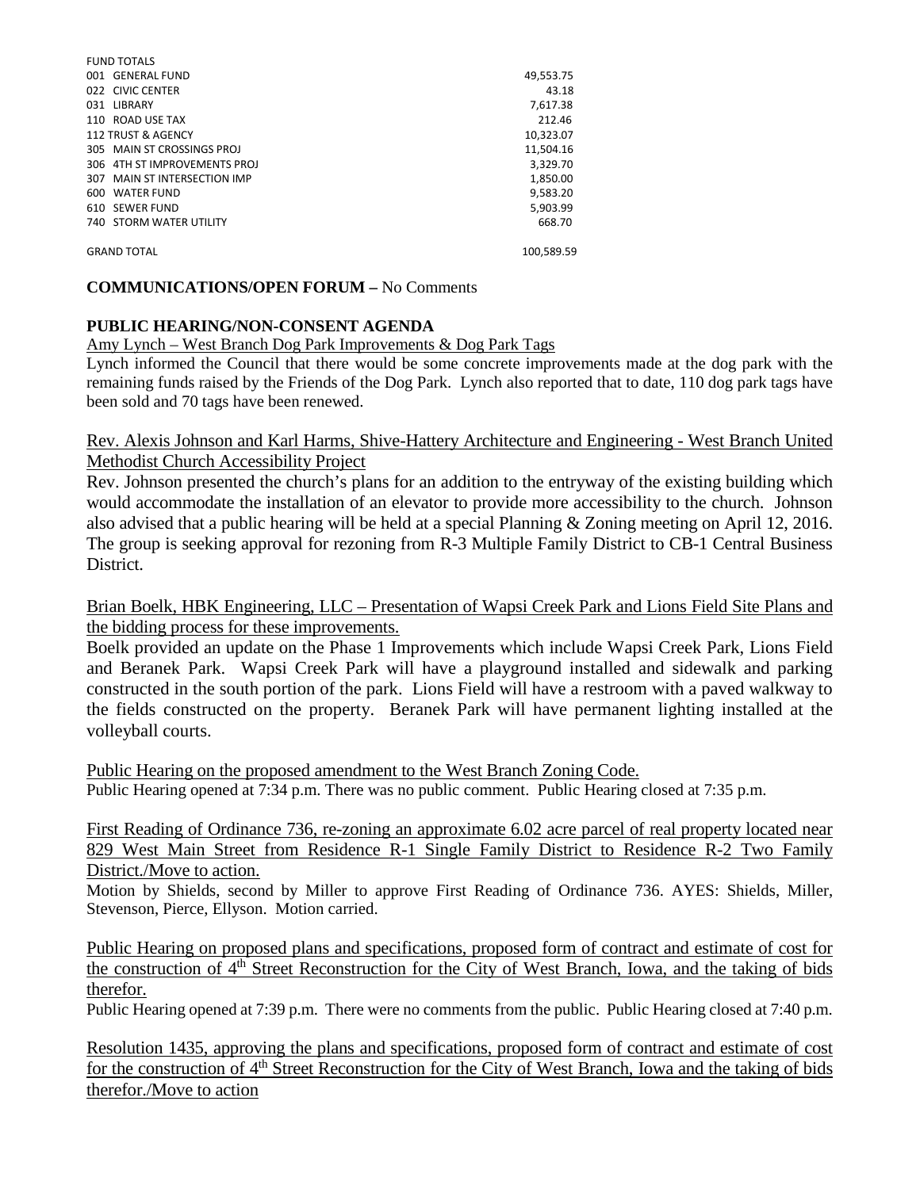| FUND TOTALS | |
|---|---|
| 001 GENERAL FUND | 49,553.75 |
| 022 CIVIC CENTER | 43.18 |
| 031 LIBRARY | 7,617.38 |
| 110 ROAD USE TAX | 212.46 |
| 112 TRUST & AGENCY | 10,323.07 |
| 305 MAIN ST CROSSINGS PROJ | 11,504.16 |
| 306 4TH ST IMPROVEMENTS PROJ | 3,329.70 |
| 307 MAIN ST INTERSECTION IMP | 1,850.00 |
| 600 WATER FUND | 9,583.20 |
| 610 SEWER FUND | 5,903.99 |
| 740 STORM WATER UTILITY | 668.70 |
| GRAND TOTAL | 100,589.59 |

**COMMUNICATIONS/OPEN FORUM –** No Comments

**PUBLIC HEARING/NON-CONSENT AGENDA**

Amy Lynch – West Branch Dog Park Improvements & Dog Park Tags

Lynch informed the Council that there would be some concrete improvements made at the dog park with the remaining funds raised by the Friends of the Dog Park. Lynch also reported that to date, 110 dog park tags have been sold and 70 tags have been renewed.

Rev. Alexis Johnson and Karl Harms, Shive-Hattery Architecture and Engineering - West Branch United Methodist Church Accessibility Project

Rev. Johnson presented the church's plans for an addition to the entryway of the existing building which would accommodate the installation of an elevator to provide more accessibility to the church. Johnson also advised that a public hearing will be held at a special Planning & Zoning meeting on April 12, 2016. The group is seeking approval for rezoning from R-3 Multiple Family District to CB-1 Central Business District.

Brian Boelk, HBK Engineering, LLC – Presentation of Wapsi Creek Park and Lions Field Site Plans and the bidding process for these improvements.

Boelk provided an update on the Phase 1 Improvements which include Wapsi Creek Park, Lions Field and Beranek Park. Wapsi Creek Park will have a playground installed and sidewalk and parking constructed in the south portion of the park. Lions Field will have a restroom with a paved walkway to the fields constructed on the property. Beranek Park will have permanent lighting installed at the volleyball courts.

Public Hearing on the proposed amendment to the West Branch Zoning Code.

Public Hearing opened at 7:34 p.m. There was no public comment. Public Hearing closed at 7:35 p.m.

First Reading of Ordinance 736, re-zoning an approximate 6.02 acre parcel of real property located near 829 West Main Street from Residence R-1 Single Family District to Residence R-2 Two Family District./Move to action.

Motion by Shields, second by Miller to approve First Reading of Ordinance 736. AYES: Shields, Miller, Stevenson, Pierce, Ellyson. Motion carried.

Public Hearing on proposed plans and specifications, proposed form of contract and estimate of cost for the construction of 4th Street Reconstruction for the City of West Branch, Iowa, and the taking of bids therefor.

Public Hearing opened at 7:39 p.m. There were no comments from the public. Public Hearing closed at 7:40 p.m.

Resolution 1435, approving the plans and specifications, proposed form of contract and estimate of cost for the construction of 4th Street Reconstruction for the City of West Branch, Iowa and the taking of bids therefor./Move to action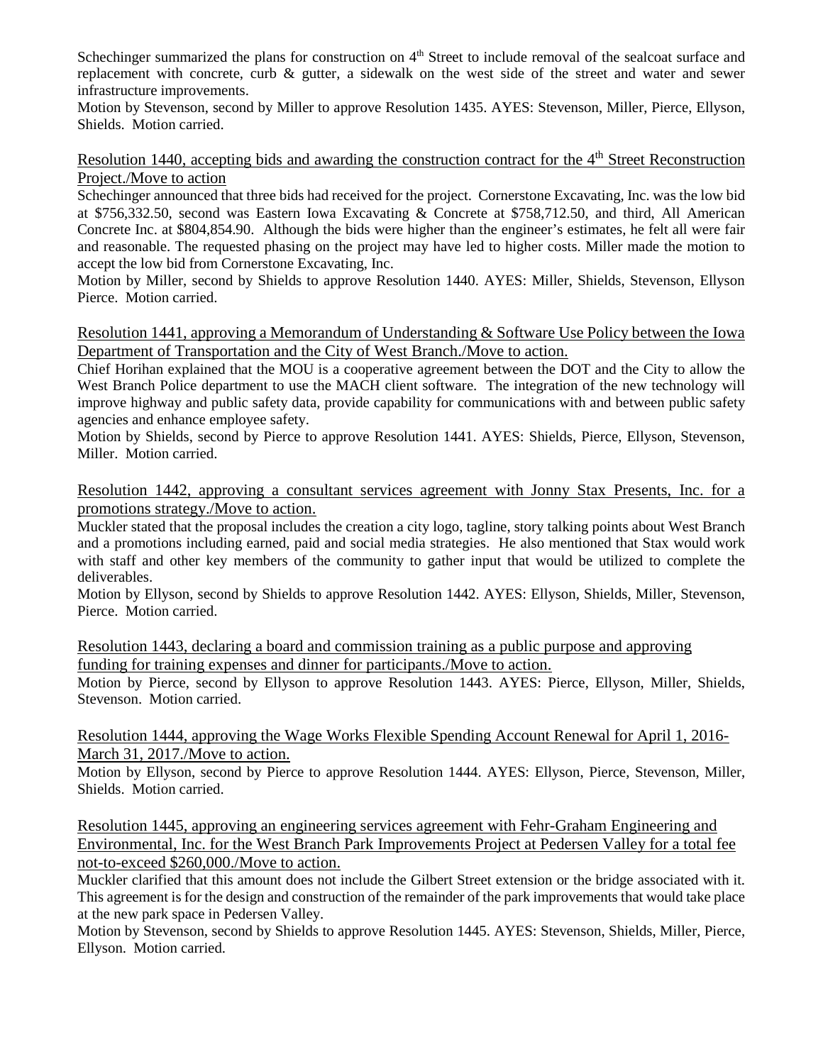Schechinger summarized the plans for construction on 4th Street to include removal of the sealcoat surface and replacement with concrete, curb & gutter, a sidewalk on the west side of the street and water and sewer infrastructure improvements.

Motion by Stevenson, second by Miller to approve Resolution 1435. AYES: Stevenson, Miller, Pierce, Ellyson, Shields. Motion carried.

Resolution 1440, accepting bids and awarding the construction contract for the 4th Street Reconstruction Project./Move to action

Schechinger announced that three bids had received for the project. Cornerstone Excavating, Inc. was the low bid at $756,332.50, second was Eastern Iowa Excavating & Concrete at $758,712.50, and third, All American Concrete Inc. at $804,854.90. Although the bids were higher than the engineer's estimates, he felt all were fair and reasonable. The requested phasing on the project may have led to higher costs. Miller made the motion to accept the low bid from Cornerstone Excavating, Inc.

Motion by Miller, second by Shields to approve Resolution 1440. AYES: Miller, Shields, Stevenson, Ellyson Pierce. Motion carried.

Resolution 1441, approving a Memorandum of Understanding & Software Use Policy between the Iowa Department of Transportation and the City of West Branch./Move to action.

Chief Horihan explained that the MOU is a cooperative agreement between the DOT and the City to allow the West Branch Police department to use the MACH client software. The integration of the new technology will improve highway and public safety data, provide capability for communications with and between public safety agencies and enhance employee safety.

Motion by Shields, second by Pierce to approve Resolution 1441. AYES: Shields, Pierce, Ellyson, Stevenson, Miller. Motion carried.

Resolution 1442, approving a consultant services agreement with Jonny Stax Presents, Inc. for a promotions strategy./Move to action.

Muckler stated that the proposal includes the creation a city logo, tagline, story talking points about West Branch and a promotions including earned, paid and social media strategies. He also mentioned that Stax would work with staff and other key members of the community to gather input that would be utilized to complete the deliverables.

Motion by Ellyson, second by Shields to approve Resolution 1442. AYES: Ellyson, Shields, Miller, Stevenson, Pierce. Motion carried.

Resolution 1443, declaring a board and commission training as a public purpose and approving funding for training expenses and dinner for participants./Move to action.

Motion by Pierce, second by Ellyson to approve Resolution 1443. AYES: Pierce, Ellyson, Miller, Shields, Stevenson. Motion carried.

Resolution 1444, approving the Wage Works Flexible Spending Account Renewal for April 1, 2016-March 31, 2017./Move to action.

Motion by Ellyson, second by Pierce to approve Resolution 1444. AYES: Ellyson, Pierce, Stevenson, Miller, Shields. Motion carried.

Resolution 1445, approving an engineering services agreement with Fehr-Graham Engineering and Environmental, Inc. for the West Branch Park Improvements Project at Pedersen Valley for a total fee not-to-exceed $260,000./Move to action.

Muckler clarified that this amount does not include the Gilbert Street extension or the bridge associated with it. This agreement is for the design and construction of the remainder of the park improvements that would take place at the new park space in Pedersen Valley.

Motion by Stevenson, second by Shields to approve Resolution 1445. AYES: Stevenson, Shields, Miller, Pierce, Ellyson. Motion carried.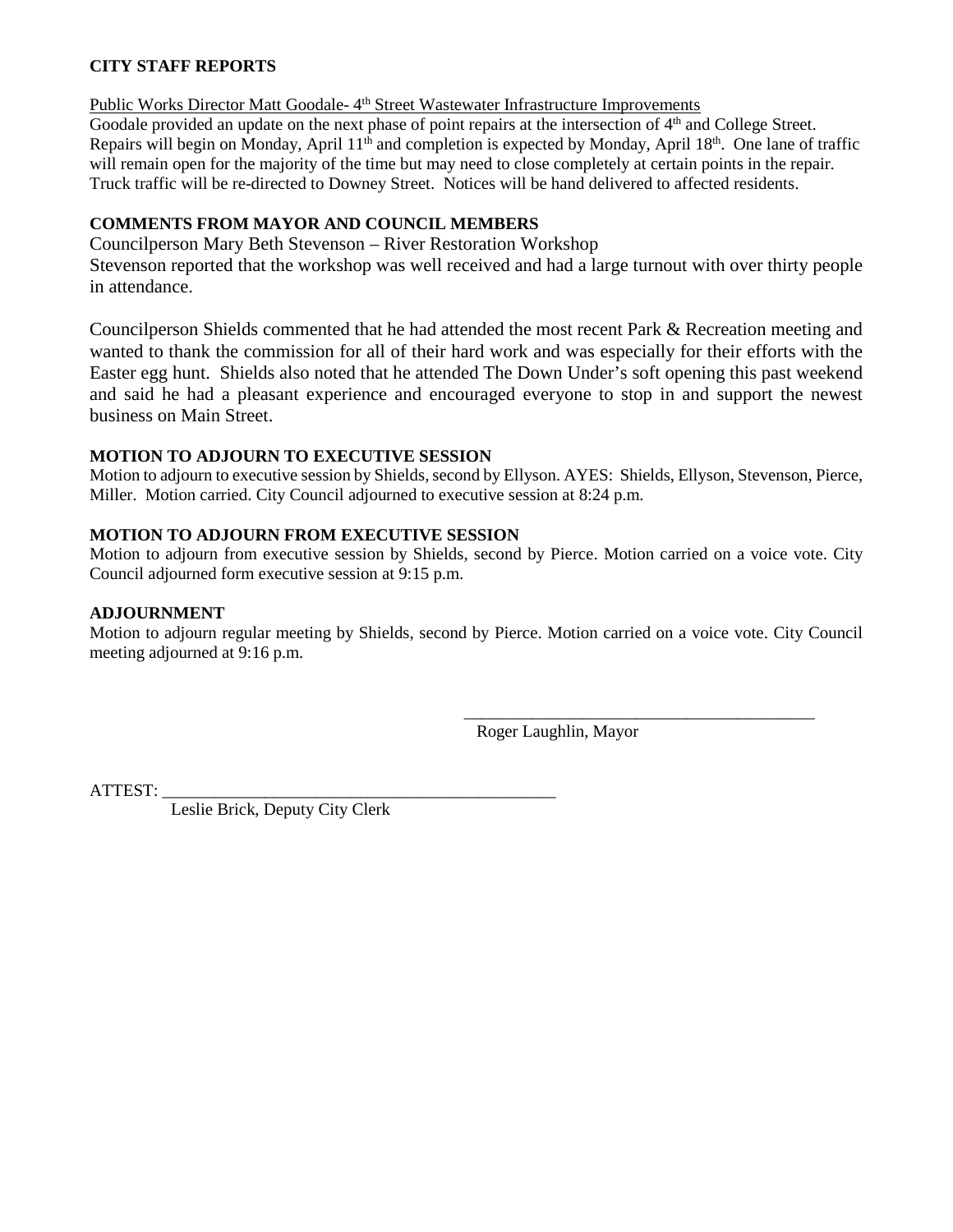**CITY STAFF REPORTS**

Public Works Director Matt Goodale- 4th Street Wastewater Infrastructure Improvements

Goodale provided an update on the next phase of point repairs at the intersection of 4th and College Street. Repairs will begin on Monday, April 11th and completion is expected by Monday, April 18th. One lane of traffic will remain open for the majority of the time but may need to close completely at certain points in the repair. Truck traffic will be re-directed to Downey Street. Notices will be hand delivered to affected residents.

**COMMENTS FROM MAYOR AND COUNCIL MEMBERS**

Councilperson Mary Beth Stevenson – River Restoration Workshop

Stevenson reported that the workshop was well received and had a large turnout with over thirty people in attendance.

Councilperson Shields commented that he had attended the most recent Park & Recreation meeting and wanted to thank the commission for all of their hard work and was especially for their efforts with the Easter egg hunt. Shields also noted that he attended The Down Under's soft opening this past weekend and said he had a pleasant experience and encouraged everyone to stop in and support the newest business on Main Street.

**MOTION TO ADJOURN TO EXECUTIVE SESSION**

Motion to adjourn to executive session by Shields, second by Ellyson. AYES: Shields, Ellyson, Stevenson, Pierce, Miller. Motion carried. City Council adjourned to executive session at 8:24 p.m.

**MOTION TO ADJOURN FROM EXECUTIVE SESSION**

Motion to adjourn from executive session by Shields, second by Pierce. Motion carried on a voice vote. City Council adjourned form executive session at 9:15 p.m.

**ADJOURNMENT**

Motion to adjourn regular meeting by Shields, second by Pierce. Motion carried on a voice vote. City Council meeting adjourned at 9:16 p.m.

\_\_\_\_\_\_\_\_\_\_\_\_\_\_\_\_\_\_\_\_\_\_\_\_\_\_\_\_\_\_\_\_\_\_\_\_\_\_\_\_\_\_

Roger Laughlin, Mayor

ATTEST: \_\_\_\_\_\_\_\_\_\_\_\_\_\_\_\_\_\_\_\_\_\_\_\_\_\_\_\_\_\_\_\_\_\_\_\_\_\_\_\_\_\_\_\_\_\_

Leslie Brick, Deputy City Clerk